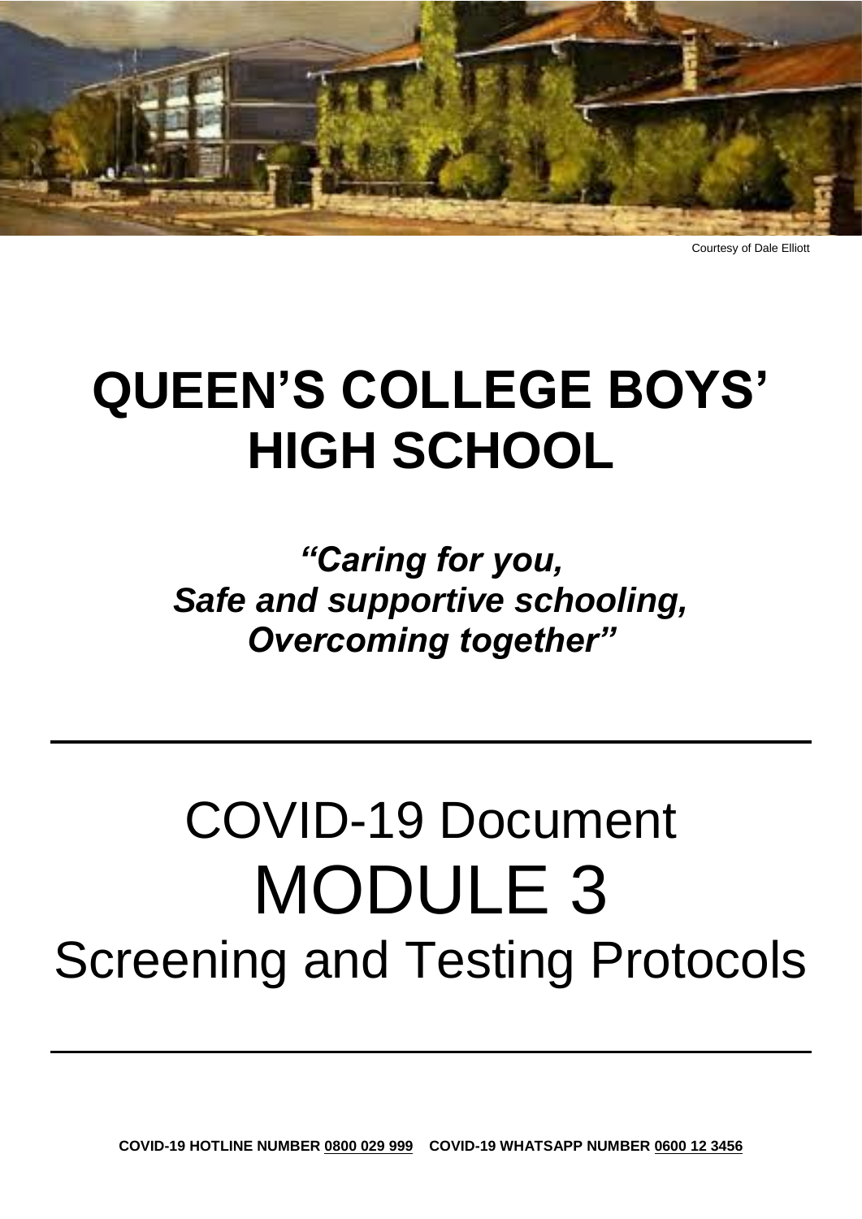Courtesy of Dale Elliott

# QUEEN'S COLLEGE BOYS' HIGH SCHOOL

***"Caring for you,***
***Safe and supportive schooling,***
***Overcoming together"***

---

# COVID-19 Document
# MODULE 3
# Screening and Testing Protocols

---

**COVID-19 HOTLINE NUMBER 0800 029 999 COVID-19 WHATSAPP NUMBER 0600 12 3456**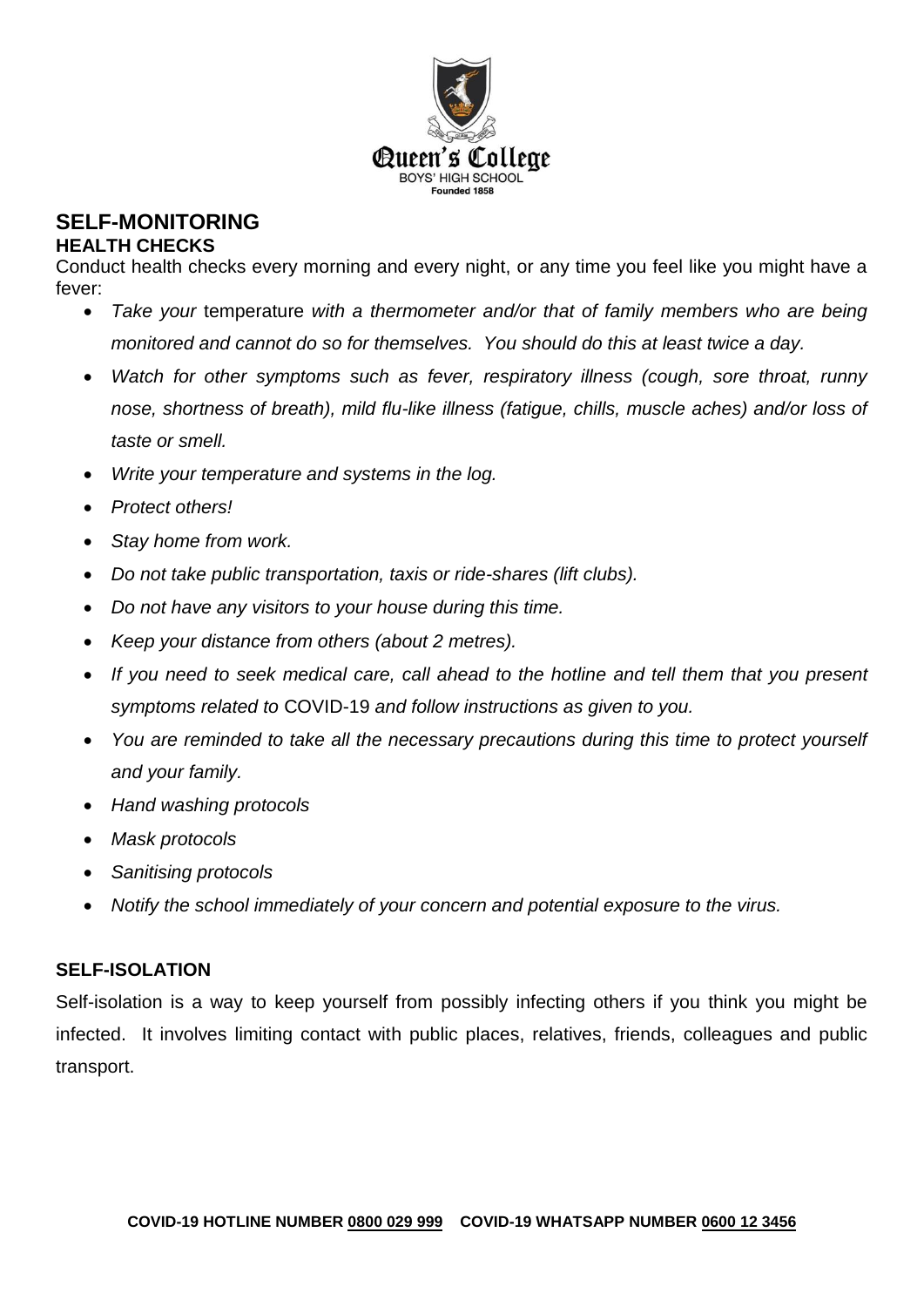## SELF-MONITORING

### HEALTH CHECKS

Conduct health checks every morning and every night, or any time you feel like you might have a fever:

- *Take your* temperature *with a thermometer and/or that of family members who are being monitored and cannot do so for themselves. You should do this at least twice a day.*
- *Watch for other symptoms such as fever, respiratory illness (cough, sore throat, runny nose, shortness of breath), mild flu-like illness (fatigue, chills, muscle aches) and/or loss of taste or smell.*
- *Write your temperature and systems in the log.*
- *Protect others!*
- *Stay home from work.*
- *Do not take public transportation, taxis or ride-shares (lift clubs).*
- *Do not have any visitors to your house during this time.*
- *Keep your distance from others (about 2 metres).*
- *If you need to seek medical care, call ahead to the hotline and tell them that you present symptoms related to* COVID-19 *and follow instructions as given to you.*
- *You are reminded to take all the necessary precautions during this time to protect yourself and your family.*
- *Hand washing protocols*
- *Mask protocols*
- *Sanitising protocols*
- *Notify the school immediately of your concern and potential exposure to the virus.*

### SELF-ISOLATION

Self-isolation is a way to keep yourself from possibly infecting others if you think you might be infected. It involves limiting contact with public places, relatives, friends, colleagues and public transport.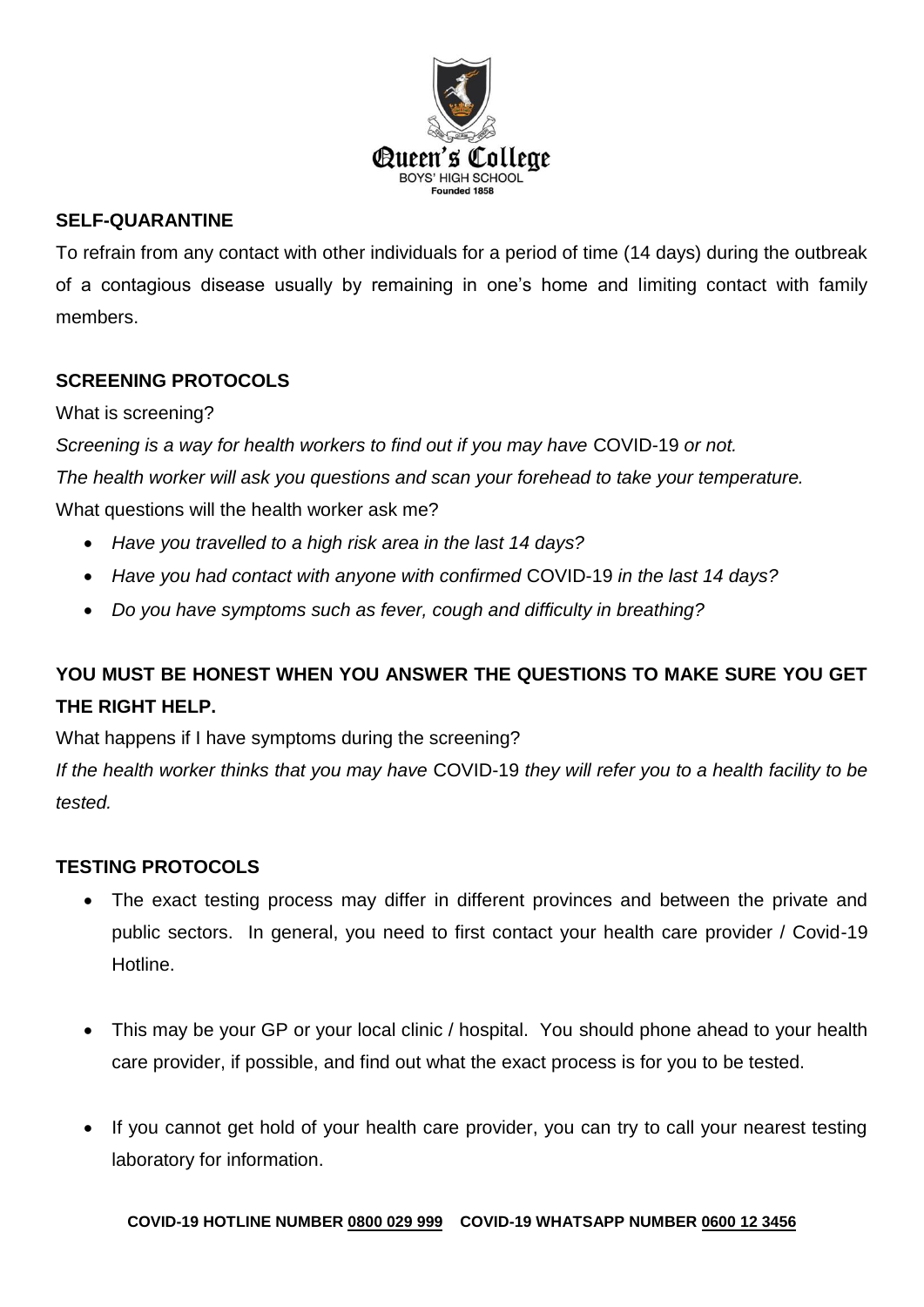## SELF-QUARANTINE

To refrain from any contact with other individuals for a period of time (14 days) during the outbreak of a contagious disease usually by remaining in one's home and limiting contact with family members.

## SCREENING PROTOCOLS

What is screening?

*Screening is a way for health workers to find out if you may have* COVID-19 *or not.*

*The health worker will ask you questions and scan your forehead to take your temperature.*

What questions will the health worker ask me?

- *Have you travelled to a high risk area in the last 14 days?*
- *Have you had contact with anyone with confirmed* COVID-19 *in the last 14 days?*
- *Do you have symptoms such as fever, cough and difficulty in breathing?*

**YOU MUST BE HONEST WHEN YOU ANSWER THE QUESTIONS TO MAKE SURE YOU GET THE RIGHT HELP.**

What happens if I have symptoms during the screening?

*If the health worker thinks that you may have* COVID-19 *they will refer you to a health facility to be tested.*

## TESTING PROTOCOLS

- The exact testing process may differ in different provinces and between the private and public sectors. In general, you need to first contact your health care provider / Covid-19 Hotline.
- This may be your GP or your local clinic / hospital. You should phone ahead to your health care provider, if possible, and find out what the exact process is for you to be tested.
- If you cannot get hold of your health care provider, you can try to call your nearest testing laboratory for information.

**COVID-19 HOTLINE NUMBER 0800 029 999 COVID-19 WHATSAPP NUMBER 0600 12 3456**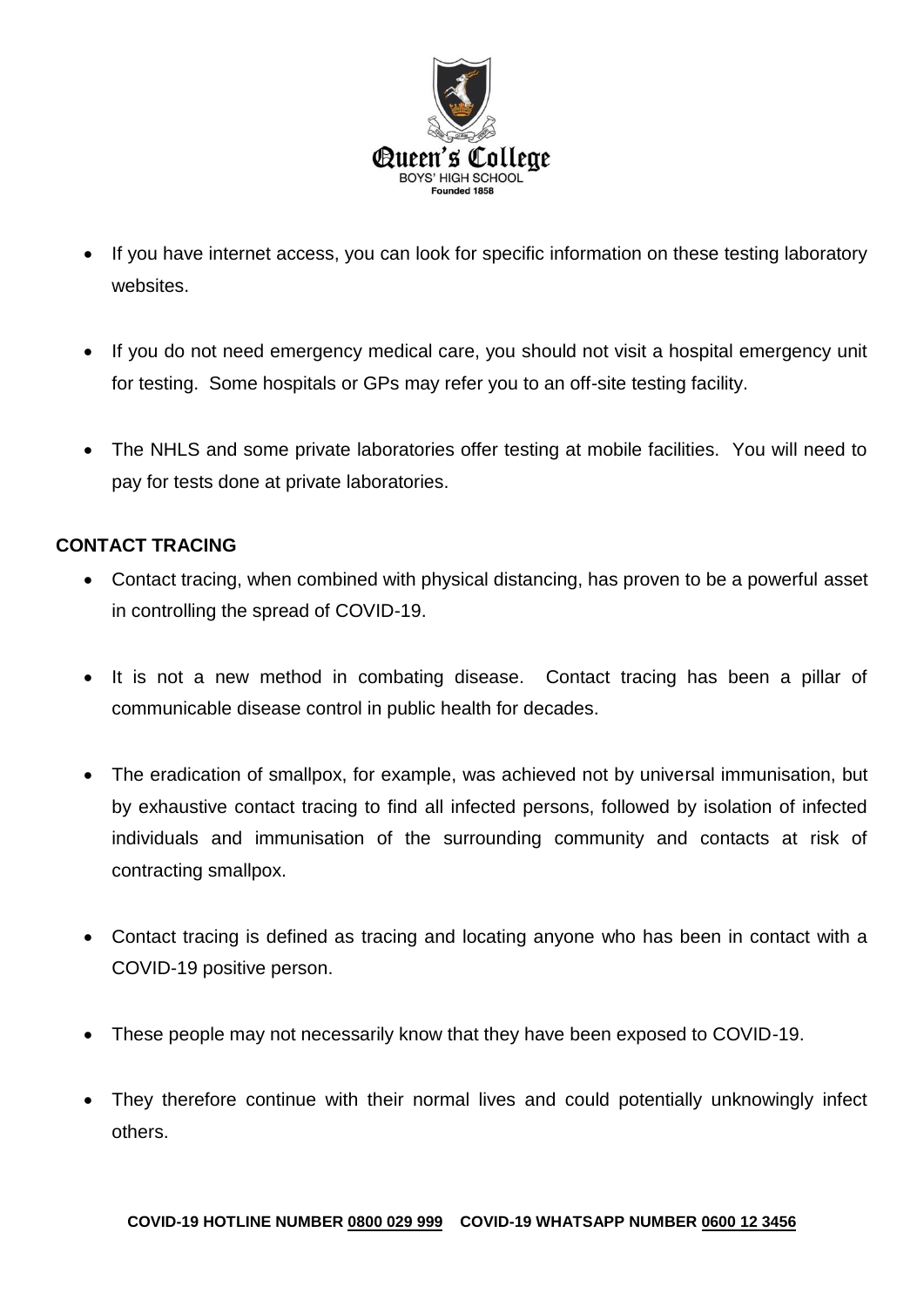- If you have internet access, you can look for specific information on these testing laboratory websites.

- If you do not need emergency medical care, you should not visit a hospital emergency unit for testing. Some hospitals or GPs may refer you to an off-site testing facility.

- The NHLS and some private laboratories offer testing at mobile facilities. You will need to pay for tests done at private laboratories.

**CONTACT TRACING**

- Contact tracing, when combined with physical distancing, has proven to be a powerful asset in controlling the spread of COVID-19.

- It is not a new method in combating disease. Contact tracing has been a pillar of communicable disease control in public health for decades.

- The eradication of smallpox, for example, was achieved not by universal immunisation, but by exhaustive contact tracing to find all infected persons, followed by isolation of infected individuals and immunisation of the surrounding community and contacts at risk of contracting smallpox.

- Contact tracing is defined as tracing and locating anyone who has been in contact with a COVID-19 positive person.

- These people may not necessarily know that they have been exposed to COVID-19.

- They therefore continue with their normal lives and could potentially unknowingly infect others.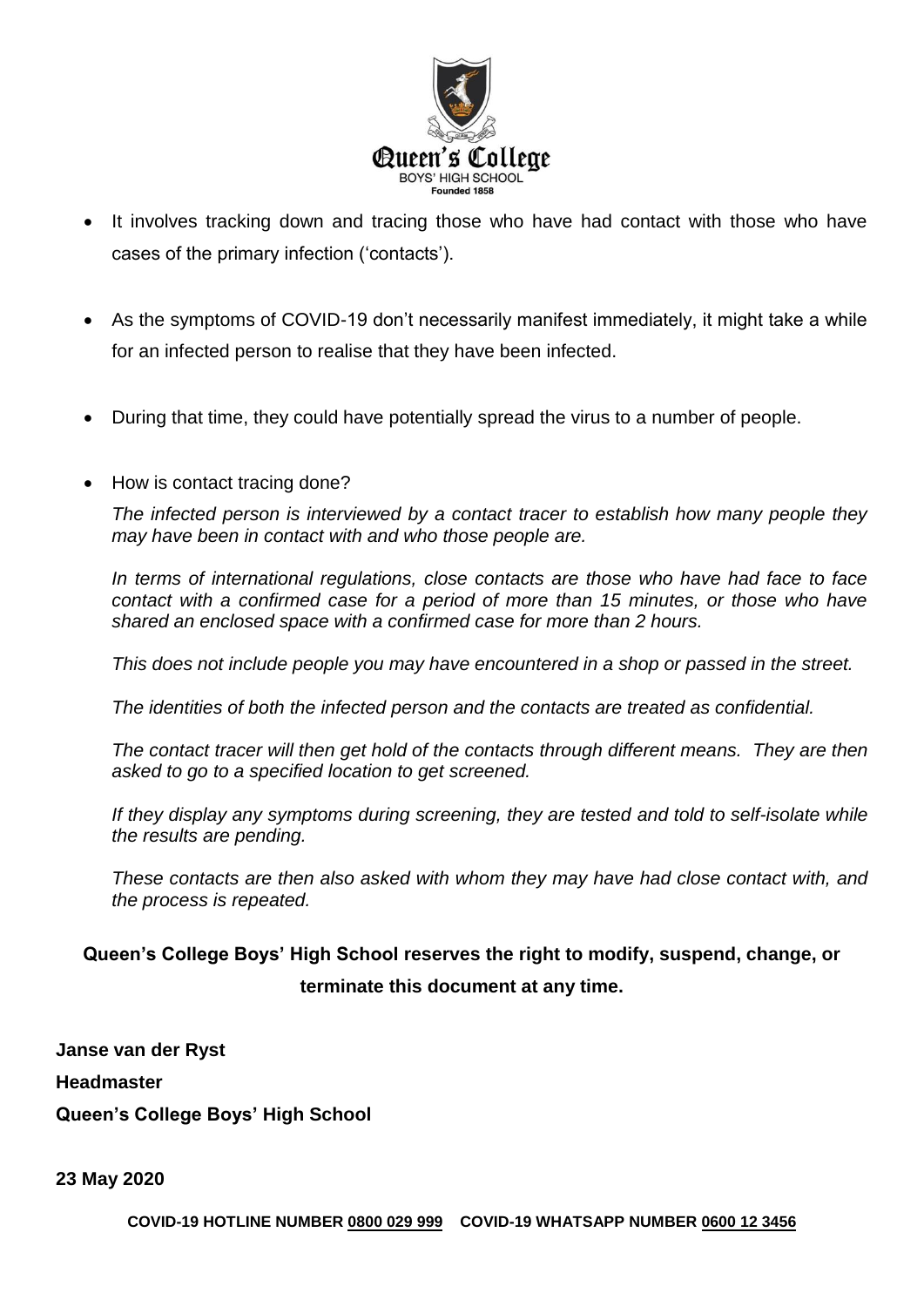- It involves tracking down and tracing those who have had contact with those who have cases of the primary infection ('contacts').

- As the symptoms of COVID-19 don't necessarily manifest immediately, it might take a while for an infected person to realise that they have been infected.

- During that time, they could have potentially spread the virus to a number of people.

- How is contact tracing done?

  *The infected person is interviewed by a contact tracer to establish how many people they may have been in contact with and who those people are.*

  *In terms of international regulations, close contacts are those who have had face to face contact with a confirmed case for a period of more than 15 minutes, or those who have shared an enclosed space with a confirmed case for more than 2 hours.*

  *This does not include people you may have encountered in a shop or passed in the street.*

  *The identities of both the infected person and the contacts are treated as confidential.*

  *The contact tracer will then get hold of the contacts through different means. They are then asked to go to a specified location to get screened.*

  *If they display any symptoms during screening, they are tested and told to self-isolate while the results are pending.*

  *These contacts are then also asked with whom they may have had close contact with, and the process is repeated.*

**Queen's College Boys' High School reserves the right to modify, suspend, change, or terminate this document at any time.**

**Janse van der Ryst**

**Headmaster**

**Queen's College Boys' High School**

**23 May 2020**

**COVID-19 HOTLINE NUMBER 0800 029 999 COVID-19 WHATSAPP NUMBER 0600 12 3456**